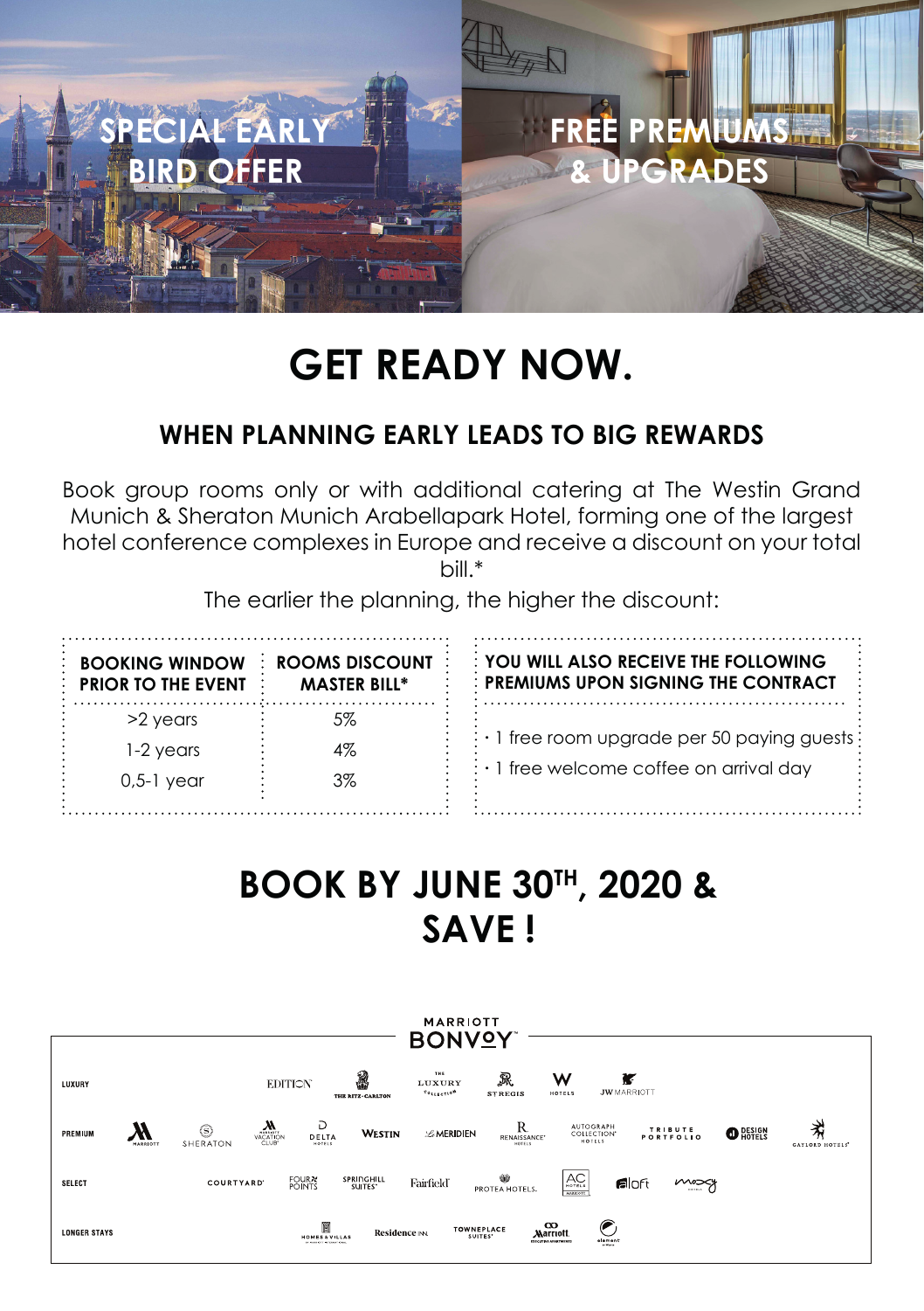SPECIAL EARLY BIRD OFFER

FREE PREMIUMS & UPGRADES

# GET READY NOW.

## WHEN PLANNING EARLY LEADS TO BIG REWARDS

Book group rooms only or with additional catering at The Westin Grand Munich & Sheraton Munich Arabellapark Hotel, forming one of the largest hotel conference complexes in Europe and receive a discount on your total bill.*

The earlier the planning, the higher the discount:

| BOOKING WINDOW PRIOR TO THE EVENT | ROOMS DISCOUNT MASTER BILL* |
| --- | --- |
| >2 years | 5% |
| 1-2 years | 4% |
| 0,5-1 year | 3% |

**YOU WILL ALSO RECEIVE THE FOLLOWING PREMIUMS UPON SIGNING THE CONTRACT**

- 1 free room upgrade per 50 paying guests
- 1 free welcome coffee on arrival day

# BOOK BY JUNE 30TH, 2020 & SAVE !

MARRIOTT BONVOY

LUXURY: EDITION, THE RITZ-CARLTON, THE LUXURY COLLECTION, ST REGIS, W HOTELS, JW MARRIOTT

PREMIUM: MARRIOTT, SHERATON, MARRIOTT VACATION CLUB, DELTA HOTELS, WESTIN, LE MERIDIEN, RENAISSANCE HOTELS, AUTOGRAPH COLLECTION HOTELS, TRIBUTE PORTFOLIO, DESIGN HOTELS, GAYLORD HOTELS

SELECT: COURTYARD, FOUR POINTS, SPRINGHILL SUITES, Fairfield, PROTEA HOTELS, AC HOTELS MARRIOTT, aloft, moxy

LONGER STAYS: HOMES & VILLAS, Residence Inn, TOWNEPLACE SUITES, Marriott Executive Apartments, element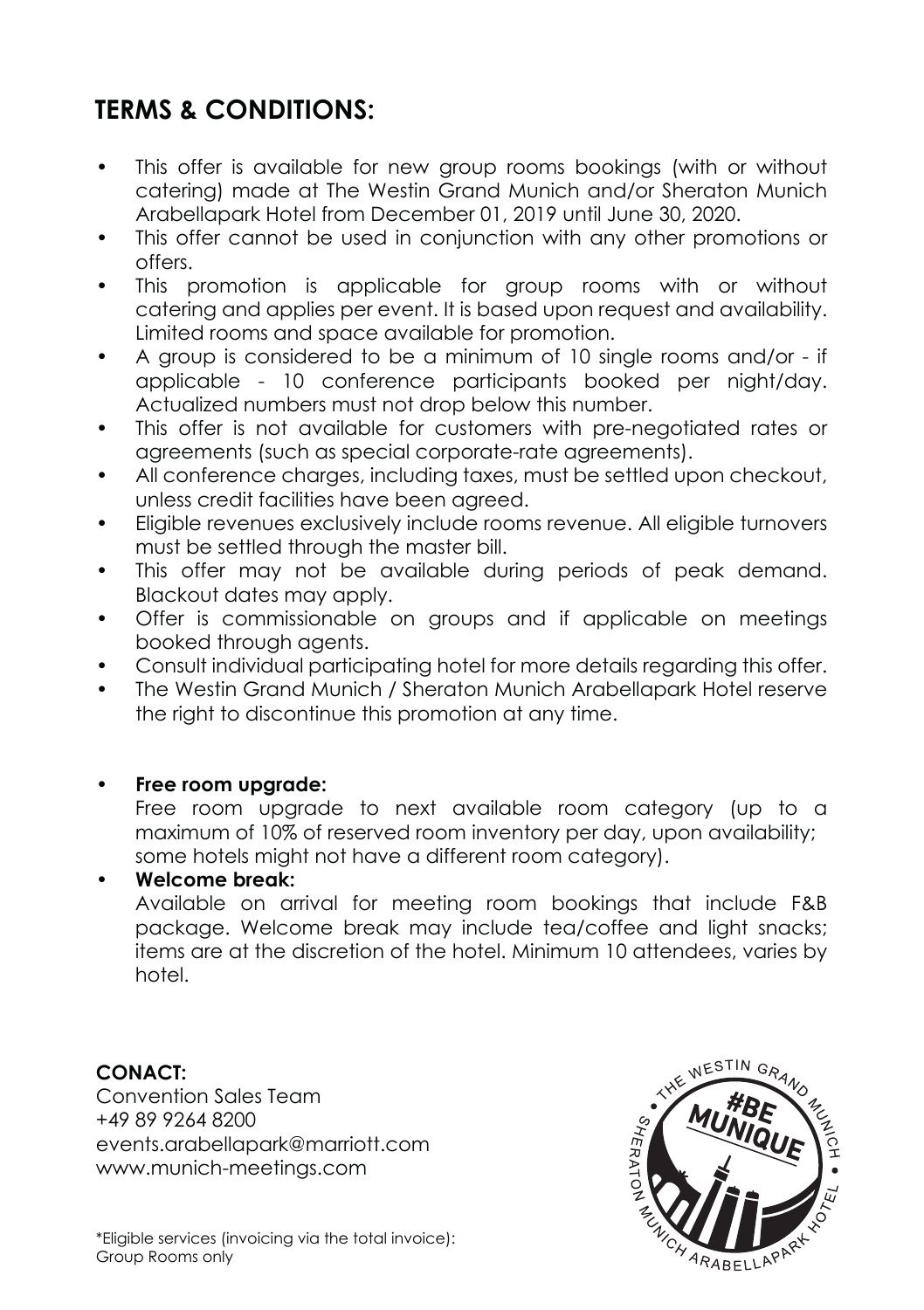## TERMS & CONDITIONS:

- This offer is available for new group rooms bookings (with or without catering) made at The Westin Grand Munich and/or Sheraton Munich Arabellapark Hotel from December 01, 2019 until June 30, 2020.
- This offer cannot be used in conjunction with any other promotions or offers.
- This promotion is applicable for group rooms with or without catering and applies per event. It is based upon request and availability. Limited rooms and space available for promotion.
- A group is considered to be a minimum of 10 single rooms and/or - if applicable - 10 conference participants booked per night/day. Actualized numbers must not drop below this number.
- This offer is not available for customers with pre-negotiated rates or agreements (such as special corporate-rate agreements).
- All conference charges, including taxes, must be settled upon checkout, unless credit facilities have been agreed.
- Eligible revenues exclusively include rooms revenue. All eligible turnovers must be settled through the master bill.
- This offer may not be available during periods of peak demand. Blackout dates may apply.
- Offer is commissionable on groups and if applicable on meetings booked through agents.
- Consult individual participating hotel for more details regarding this offer.
- The Westin Grand Munich / Sheraton Munich Arabellapark Hotel reserve the right to discontinue this promotion at any time.

- **Free room upgrade:**
  Free room upgrade to next available room category (up to a maximum of 10% of reserved room inventory per day, upon availability; some hotels might not have a different room category).
- **Welcome break:**
  Available on arrival for meeting room bookings that include F&B package. Welcome break may include tea/coffee and light snacks; items are at the discretion of the hotel. Minimum 10 attendees, varies by hotel.

**CONACT:**
Convention Sales Team
+49 89 9264 8200
events.arabellapark@marriott.com
www.munich-meetings.com

THE WESTIN GRAND MUNICH • SHERATON MUNICH ARABELLAPARK HOTEL • #BE MUNIQUE

*Eligible services (invoicing via the total invoice):
Group Rooms only